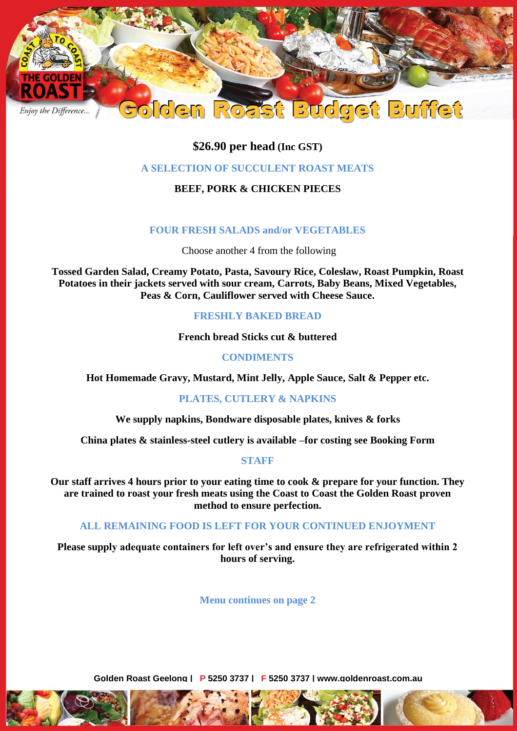# Golden Roast Budget Buffet

Enjoy the Difference...

**$26.90 per head (Inc GST)**

## A SELECTION OF SUCCULENT ROAST MEATS

**BEEF, PORK & CHICKEN PIECES**

## FOUR FRESH SALADS and/or VEGETABLES

Choose another 4 from the following

**Tossed Garden Salad, Creamy Potato, Pasta, Savoury Rice, Coleslaw, Roast Pumpkin, Roast Potatoes in their jackets served with sour cream, Carrots, Baby Beans, Mixed Vegetables, Peas & Corn, Cauliflower served with Cheese Sauce.**

## FRESHLY BAKED BREAD

**French bread Sticks cut & buttered**

## CONDIMENTS

**Hot Homemade Gravy, Mustard, Mint Jelly, Apple Sauce, Salt & Pepper etc.**

## PLATES, CUTLERY & NAPKINS

**We supply napkins, Bondware disposable plates, knives & forks**

**China plates & stainless-steel cutlery is available –for costing see Booking Form**

## STAFF

**Our staff arrives 4 hours prior to your eating time to cook & prepare for your function. They are trained to roast your fresh meats using the Coast to Coast the Golden Roast proven method to ensure perfection.**

## ALL REMAINING FOOD IS LEFT FOR YOUR CONTINUED ENJOYMENT

**Please supply adequate containers for left over's and ensure they are refrigerated within 2 hours of serving.**

**Menu continues on page 2**

Golden Roast Geelong | P 5250 3737 | F 5250 3737 | www.goldenroast.com.au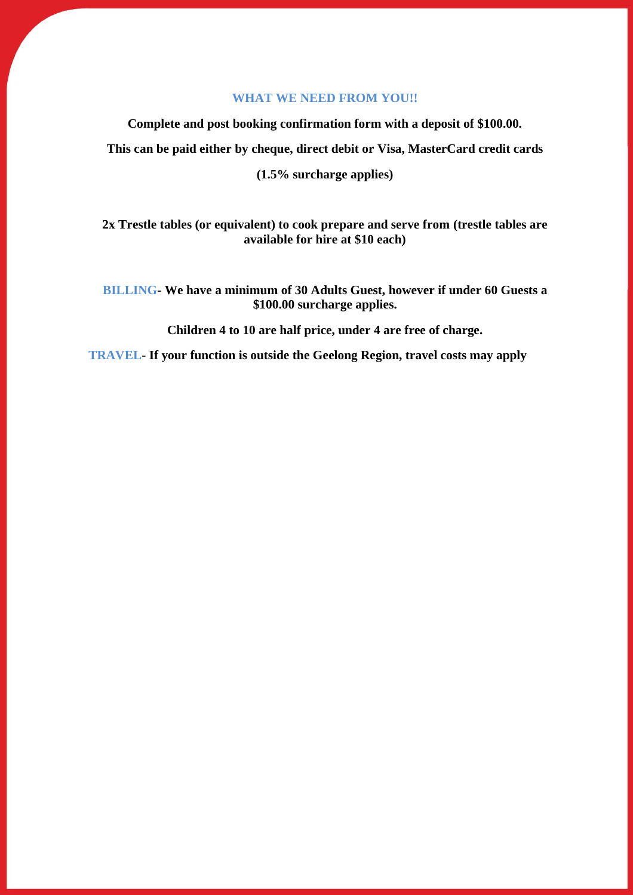## WHAT WE NEED FROM YOU!!

**Complete and post booking confirmation form with a deposit of $100.00.**

**This can be paid either by cheque, direct debit or Visa, MasterCard credit cards**

**(1.5% surcharge applies)**

**2x Trestle tables (or equivalent) to cook prepare and serve from (trestle tables are available for hire at $10 each)**

**BILLING- We have a minimum of 30 Adults Guest, however if under 60 Guests a $100.00 surcharge applies.**

**Children 4 to 10 are half price, under 4 are free of charge.**

**TRAVEL- If your function is outside the Geelong Region, travel costs may apply**